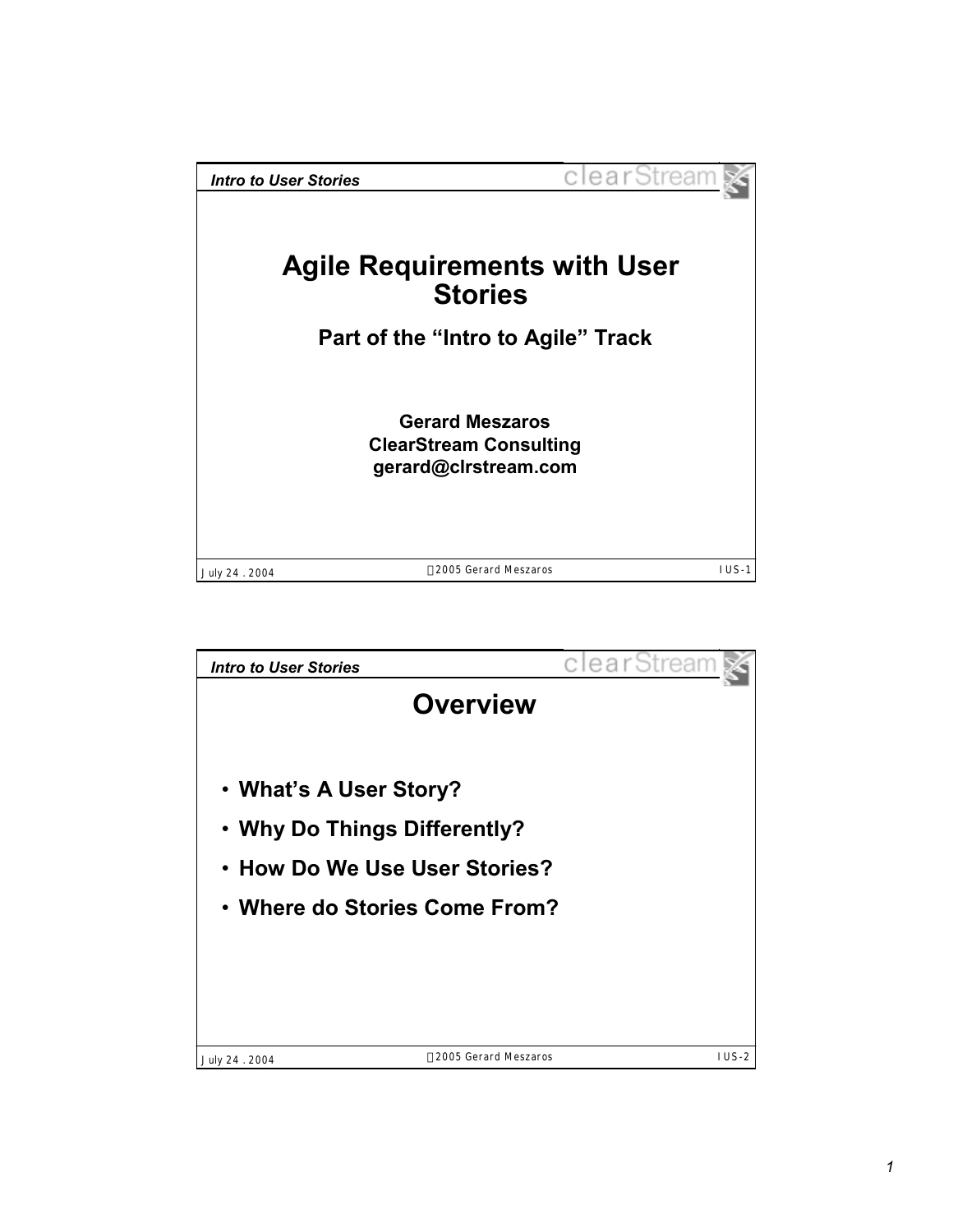# Agile Requirements with User Stories

### Part of the "Intro to Agile" Track

**Gerard Meszaros**
**ClearStream Consulting**
**gerard@clrstream.com**

## Overview

- **What's A User Story?**
- **Why Do Things Differently?**
- **How Do We Use User Stories?**
- **Where do Stories Come From?**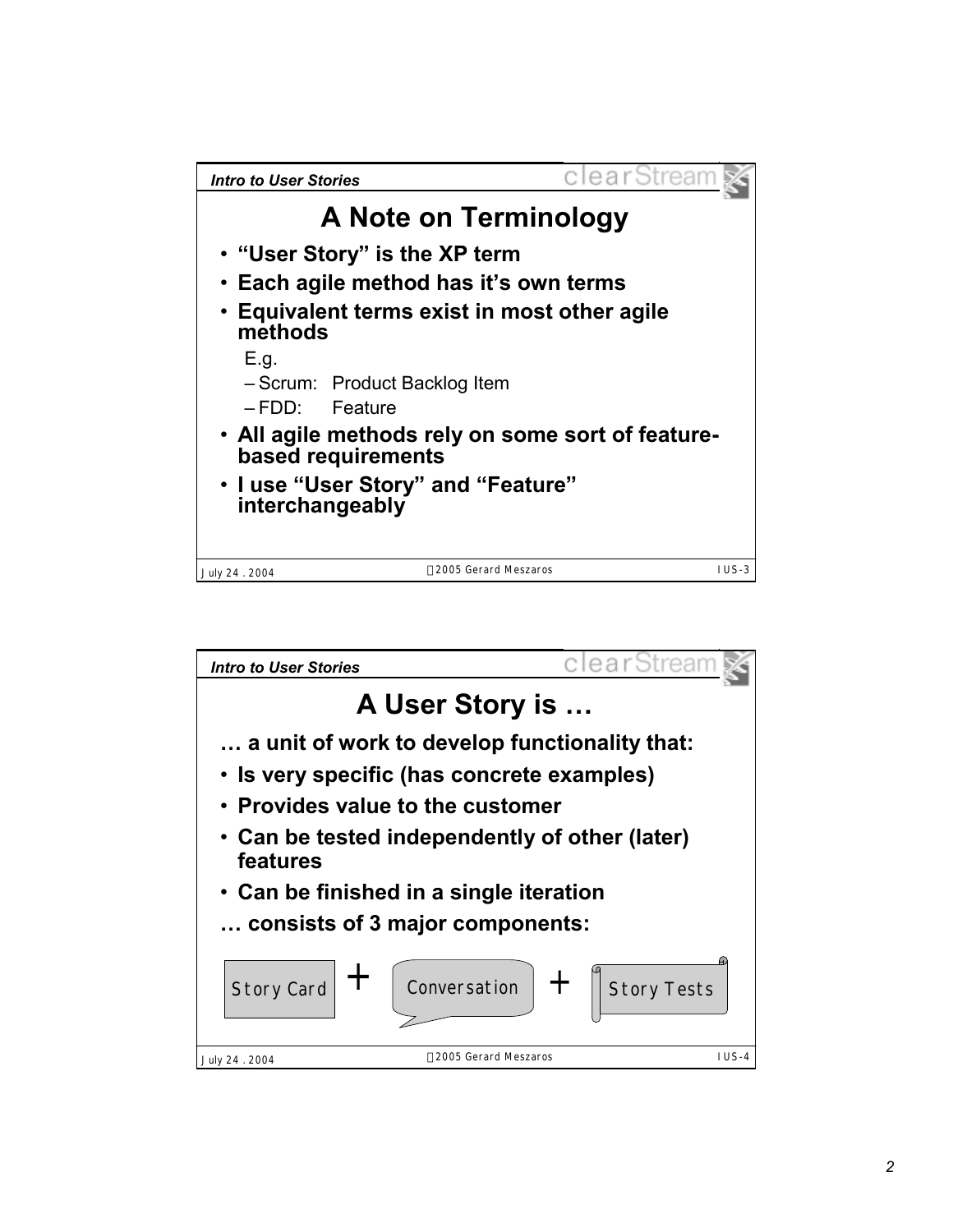## A Note on Terminology

- **"User Story" is the XP term**
- **Each agile method has it's own terms**
- **Equivalent terms exist in most other agile methods**

  E.g.

  - Scrum: Product Backlog Item
  - FDD: Feature
- **All agile methods rely on some sort of feature-based requirements**
- **I use "User Story" and "Feature" interchangeably**

## A User Story is …

**… a unit of work to develop functionality that:**

- **Is very specific (has concrete examples)**
- **Provides value to the customer**
- **Can be tested independently of other (later) features**
- **Can be finished in a single iteration**

**… consists of 3 major components:**

Story Card + Conversation + Story Tests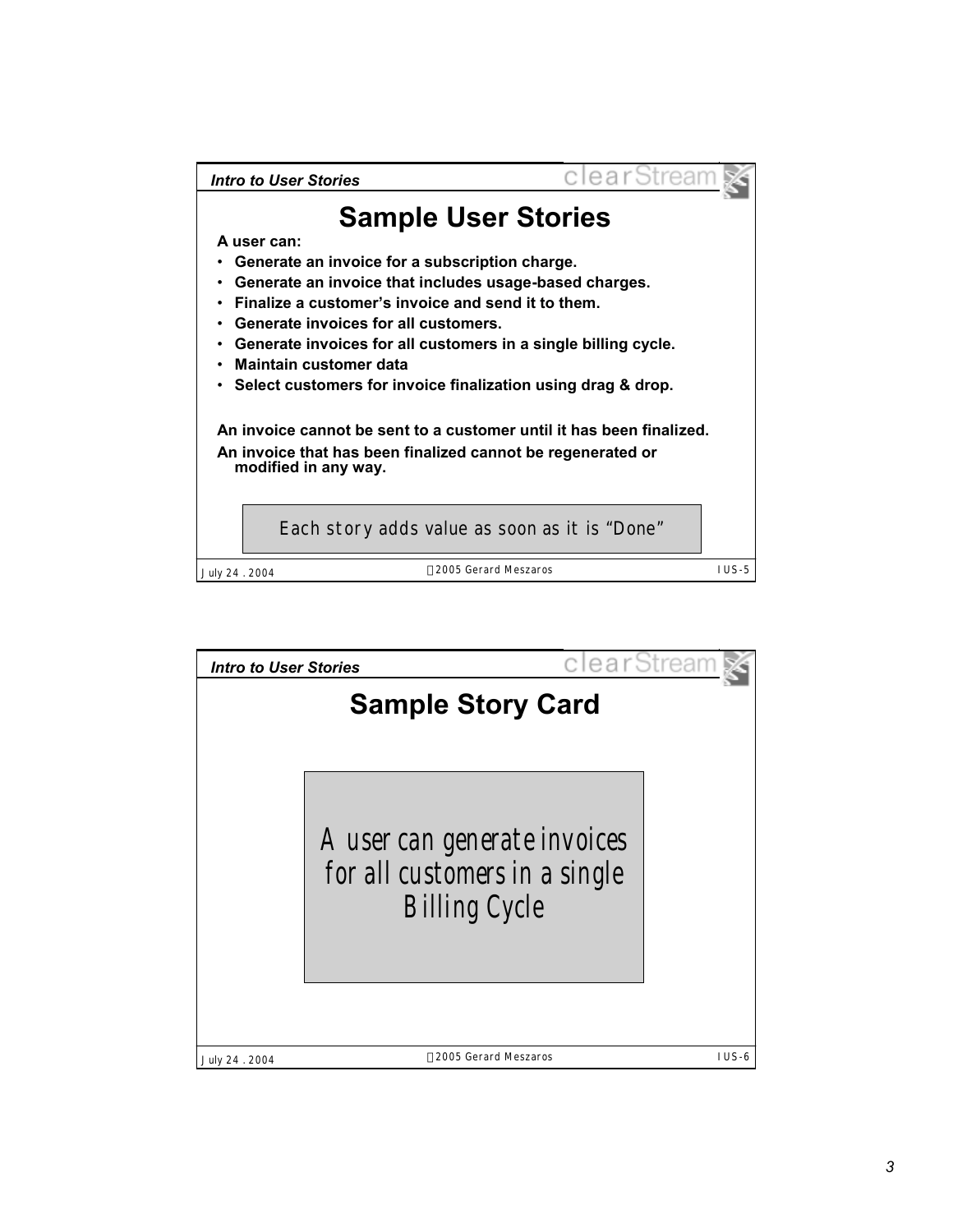## Sample User Stories

**A user can:**

- **Generate an invoice for a subscription charge.**
- **Generate an invoice that includes usage-based charges.**
- **Finalize a customer's invoice and send it to them.**
- **Generate invoices for all customers.**
- **Generate invoices for all customers in a single billing cycle.**
- **Maintain customer data**
- **Select customers for invoice finalization using drag & drop.**

**An invoice cannot be sent to a customer until it has been finalized.**

**An invoice that has been finalized cannot be regenerated or modified in any way.**

Each story adds value as soon as it is "Done"

## Sample Story Card

A user can generate invoices for all customers in a single Billing Cycle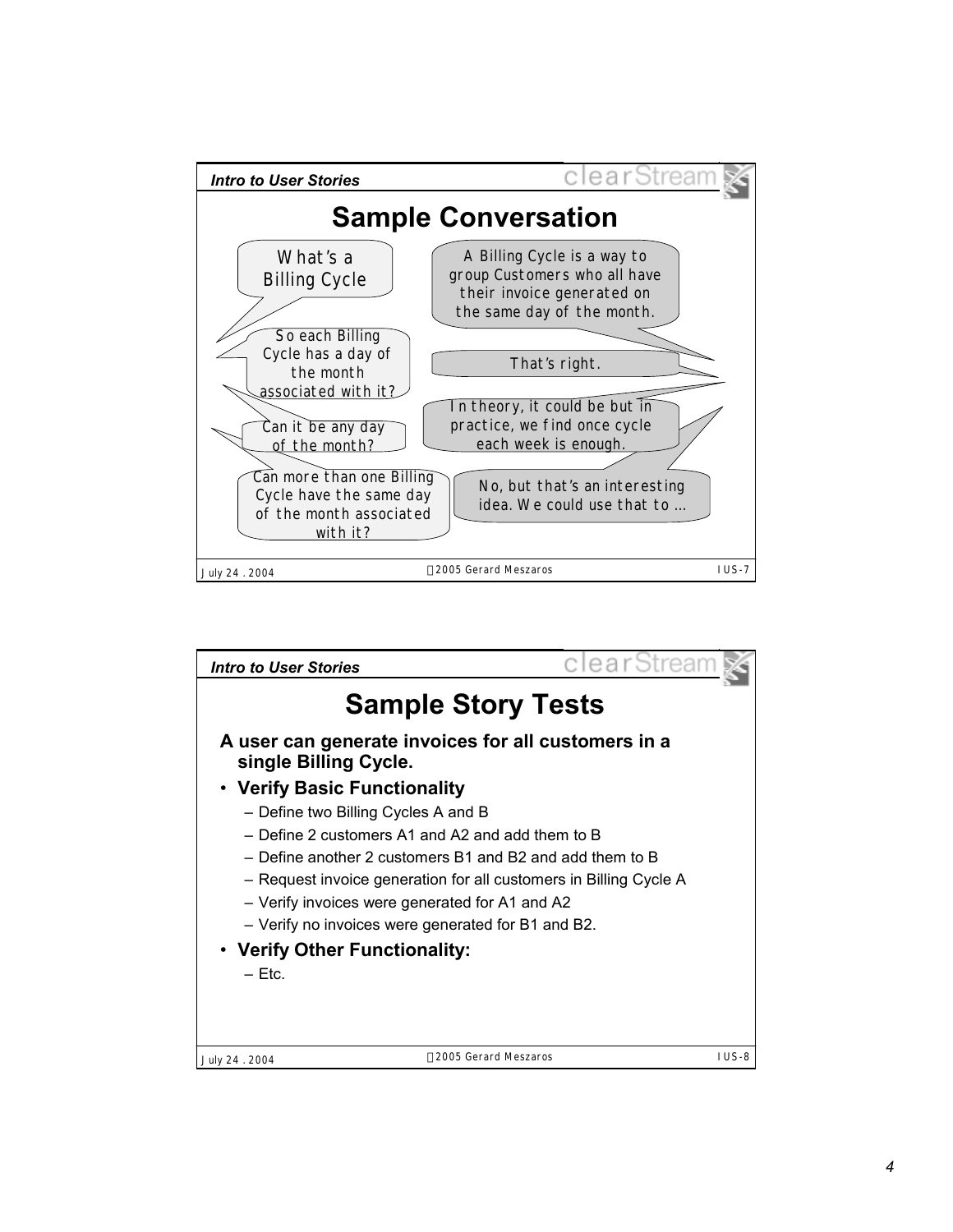## Sample Conversation

What's a Billing Cycle

A Billing Cycle is a way to group Customers who all have their invoice generated on the same day of the month.

So each Billing Cycle has a day of the month associated with it?

That's right.

Can it be any day of the month?

In theory, it could be but in practice, we find once cycle each week is enough.

Can more than one Billing Cycle have the same day of the month associated with it?

No, but that's an interesting idea. We could use that to …

## Sample Story Tests

**A user can generate invoices for all customers in a single Billing Cycle.**

- **Verify Basic Functionality**
  - Define two Billing Cycles A and B
  - Define 2 customers A1 and A2 and add them to B
  - Define another 2 customers B1 and B2 and add them to B
  - Request invoice generation for all customers in Billing Cycle A
  - Verify invoices were generated for A1 and A2
  - Verify no invoices were generated for B1 and B2.
- **Verify Other Functionality:**
  - Etc.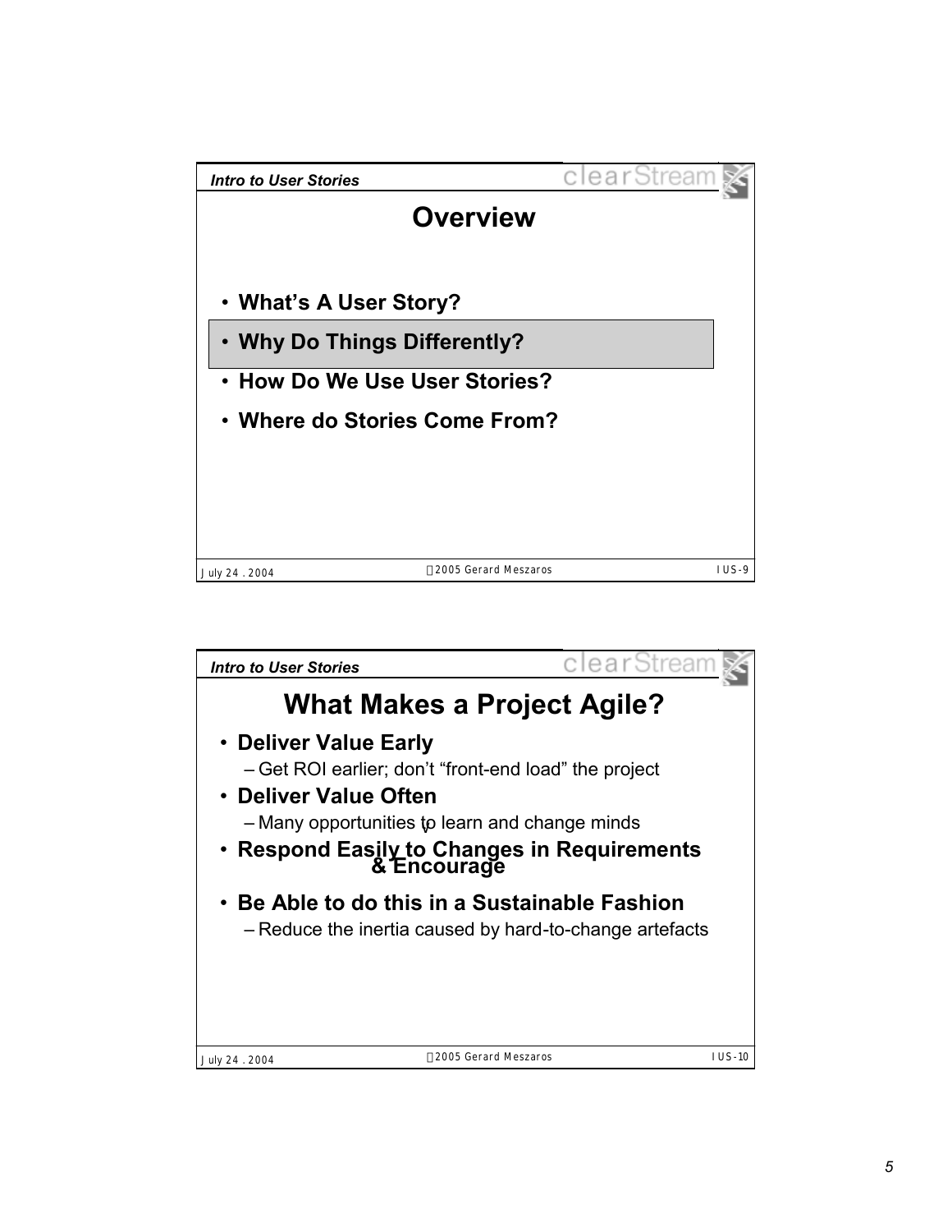## Overview

- What's A User Story?
- **Why Do Things Differently?**
- How Do We Use User Stories?
- Where do Stories Come From?

## What Makes a Project Agile?

- **Deliver Value Early**
  - Get ROI earlier; don't "front-end load" the project
- **Deliver Value Often**
  - Many opportunities to learn and change minds
- **Respond Easily to Changes in Requirements & Encourage**
- **Be Able to do this in a Sustainable Fashion**
  - Reduce the inertia caused by hard-to-change artefacts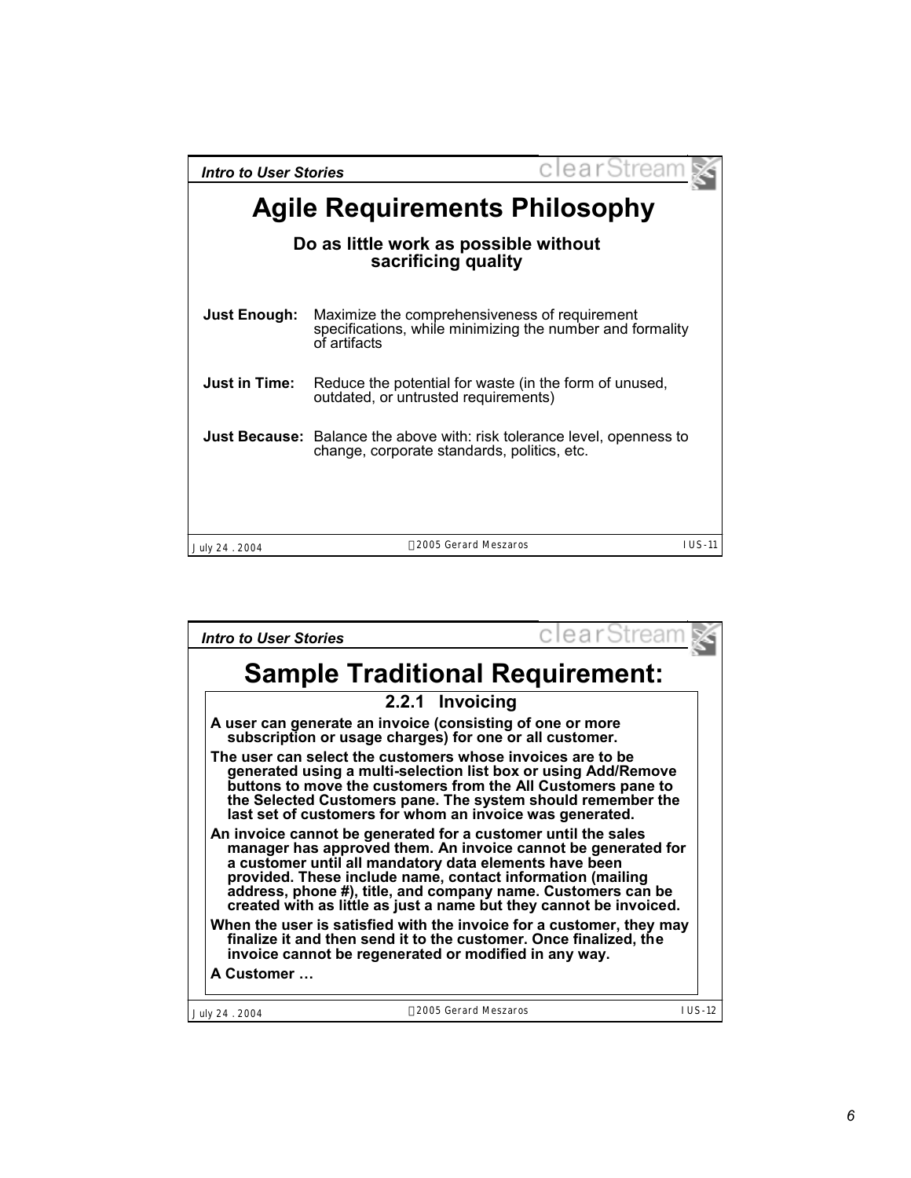## Agile Requirements Philosophy

**Do as little work as possible without sacrificing quality**

**Just Enough:** Maximize the comprehensiveness of requirement specifications, while minimizing the number and formality of artifacts

**Just in Time:** Reduce the potential for waste (in the form of unused, outdated, or untrusted requirements)

**Just Because:** Balance the above with: risk tolerance level, openness to change, corporate standards, politics, etc.

## Sample Traditional Requirement:

### 2.2.1 Invoicing

**A user can generate an invoice (consisting of one or more subscription or usage charges) for one or all customer.**

**The user can select the customers whose invoices are to be generated using a multi-selection list box or using Add/Remove buttons to move the customers from the All Customers pane to the Selected Customers pane. The system should remember the last set of customers for whom an invoice was generated.**

**An invoice cannot be generated for a customer until the sales manager has approved them. An invoice cannot be generated for a customer until all mandatory data elements have been provided. These include name, contact information (mailing address, phone #), title, and company name. Customers can be created with as little as just a name but they cannot be invoiced.**

**When the user is satisfied with the invoice for a customer, they may finalize it and then send it to the customer. Once finalized, the invoice cannot be regenerated or modified in any way.**

**A Customer …**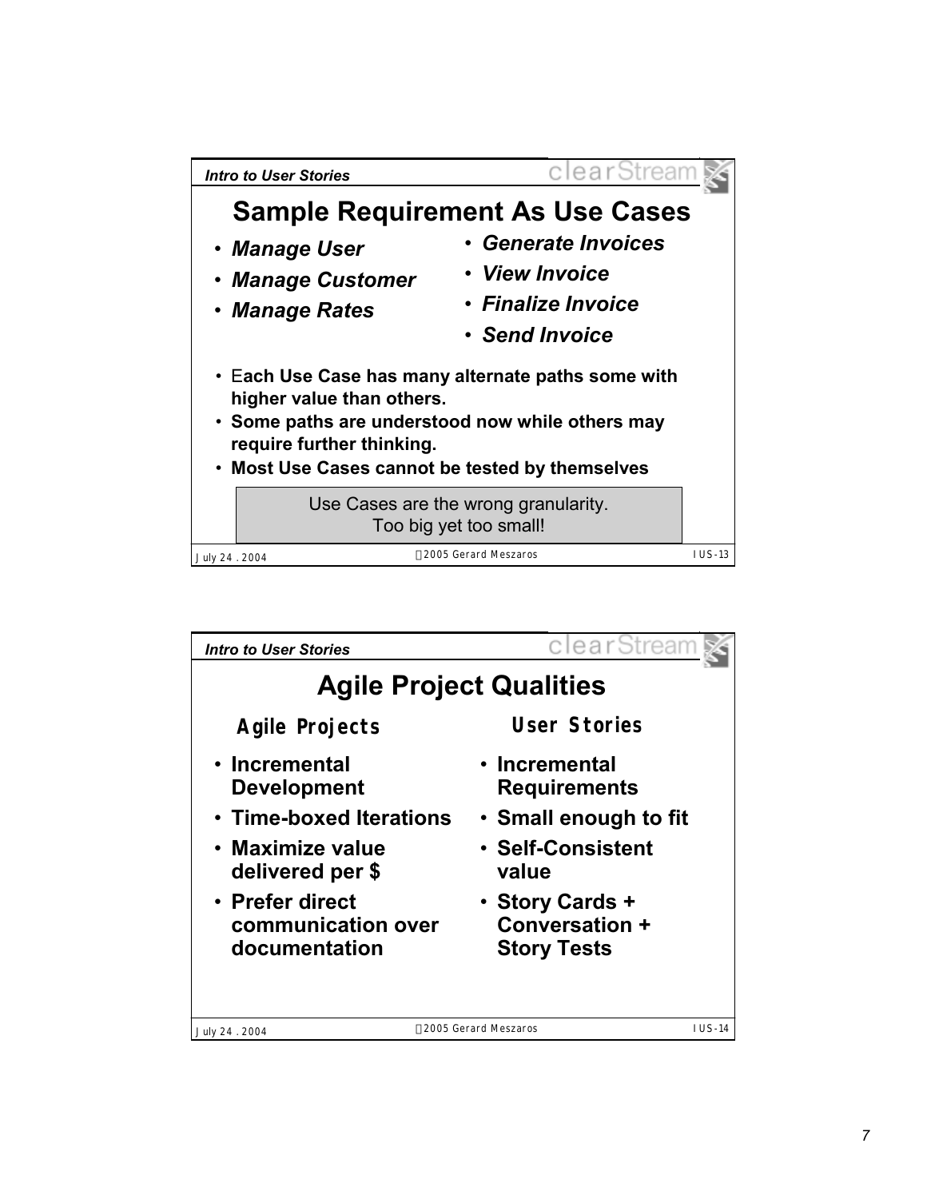## Sample Requirement As Use Cases

- *Manage User*
- *Manage Customer*
- *Manage Rates*
- *Generate Invoices*
- *View Invoice*
- *Finalize Invoice*
- *Send Invoice*

- **Each Use Case has many alternate paths some with higher value than others.**
- **Some paths are understood now while others may require further thinking.**
- **Most Use Cases cannot be tested by themselves**

> Use Cases are the wrong granularity.
> Too big yet too small!

## Agile Project Qualities

| Agile Projects | User Stories |
| --- | --- |
| • Incremental Development | • Incremental Requirements |
| • Time-boxed Iterations | • Small enough to fit |
| • Maximize value delivered per $ | • Self-Consistent value |
| • Prefer direct communication over documentation | • Story Cards + Conversation + Story Tests |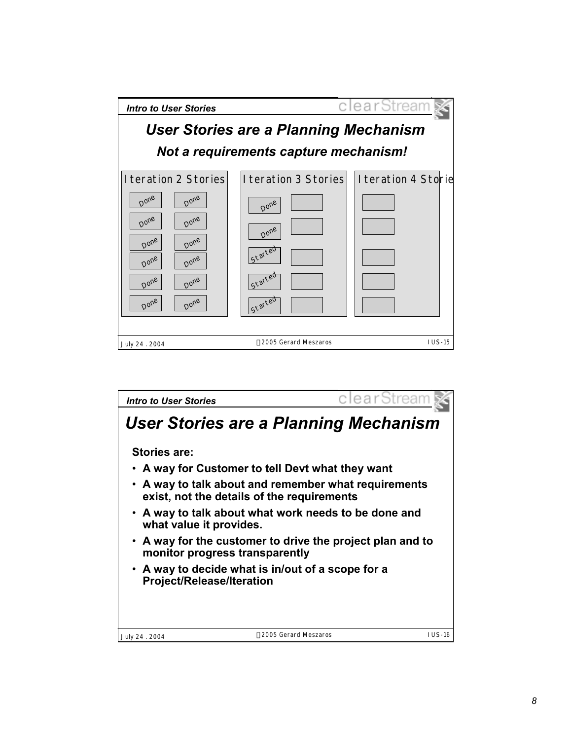## User Stories are a Planning Mechanism

### Not a requirements capture mechanism!

| Iteration 2 Stories | | Iteration 3 Stories | | Iteration 4 Storie |
| --- | --- | --- | --- | --- |
| Done | Done | Done | | |
| Done | Done | Done | | |
| Done | Done | Started | | |
| Done | Done | Started | | |
| Done | Done | Started | | |
| Done | Done | | | |

## User Stories are a Planning Mechanism

**Stories are:**

- **A way for Customer to tell Devt what they want**
- **A way to talk about and remember what requirements exist, not the details of the requirements**
- **A way to talk about what work needs to be done and what value it provides.**
- **A way for the customer to drive the project plan and to monitor progress transparently**
- **A way to decide what is in/out of a scope for a Project/Release/Iteration**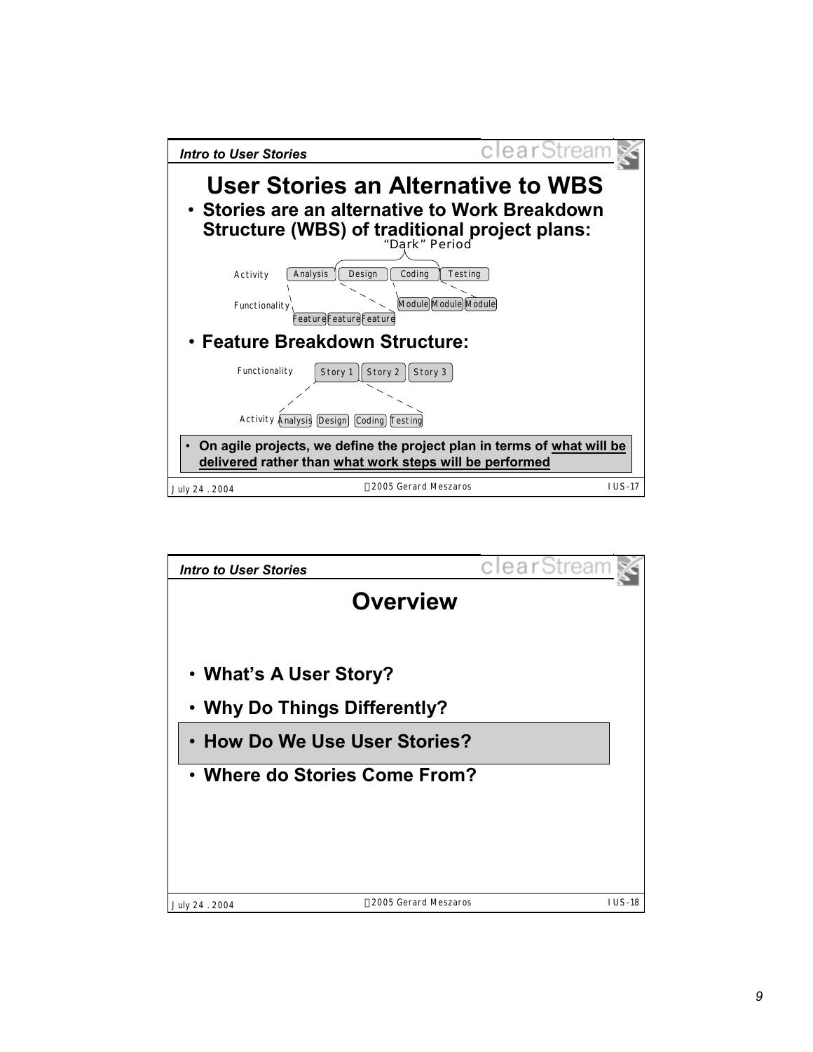## User Stories an Alternative to WBS

- **Stories are an alternative to Work Breakdown Structure (WBS) of traditional project plans:**

"Dark" Period

Activity: Analysis | Design | Coding | Testing

Functionality: Feature | Feature | Feature — Module | Module | Module

- **Feature Breakdown Structure:**

Functionality: Story 1 | Story 2 | Story 3

Activity: Analysis | Design | Coding | Testing

- **On agile projects, we define the project plan in terms of <u>what will be delivered</u> rather than <u>what work steps will be performed</u>**

## Overview

- **What's A User Story?**
- **Why Do Things Differently?**
- **How Do We Use User Stories?**
- **Where do Stories Come From?**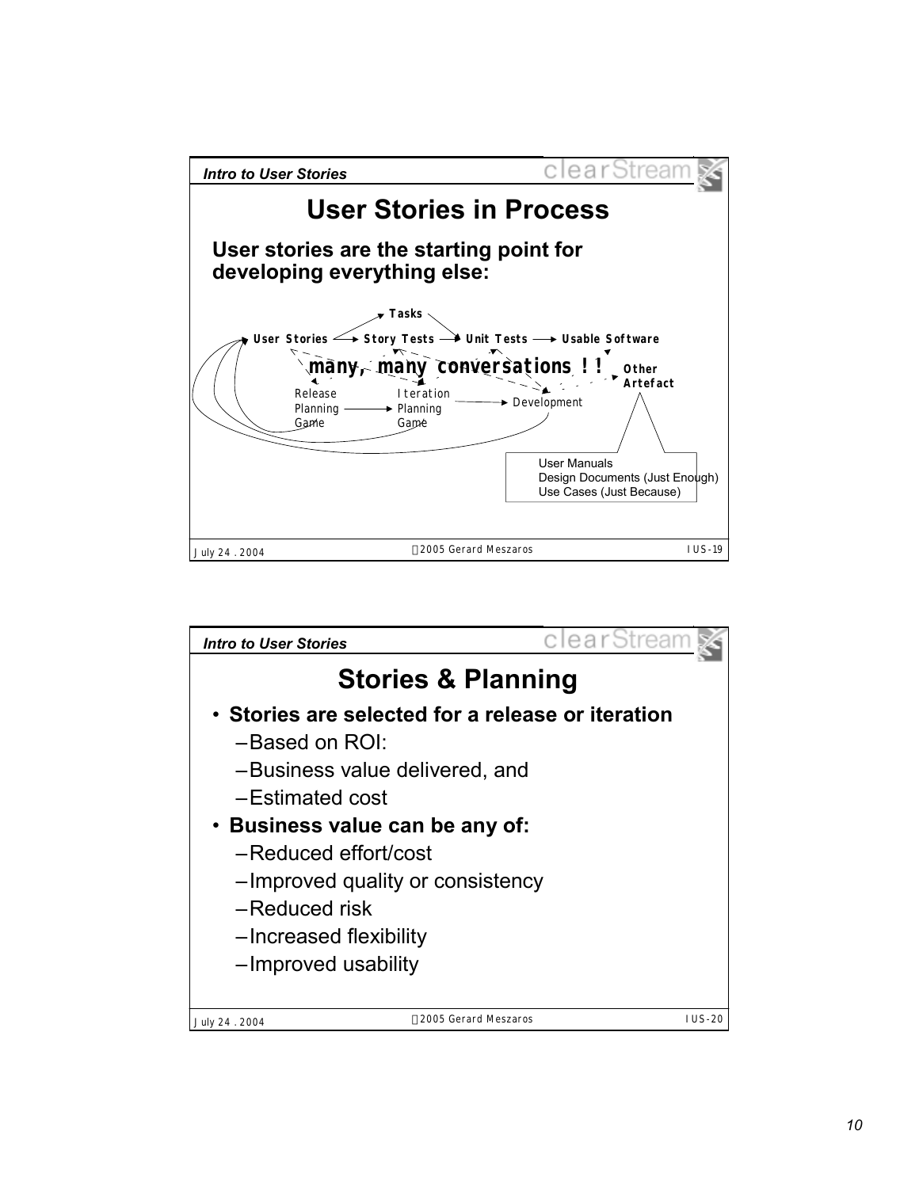## User Stories in Process

**User stories are the starting point for developing everything else:**

User Stories → Tasks → Unit Tests
User Stories → Story Tests → Unit Tests → Usable Software

many, many conversations ! !

Release Planning Game → Iteration Planning Game → Development

Other Artefact

- User Manuals
- Design Documents (Just Enough)
- Use Cases (Just Because)

## Stories & Planning

- **Stories are selected for a release or iteration**
  - Based on ROI:
  - Business value delivered, and
  - Estimated cost
- **Business value can be any of:**
  - Reduced effort/cost
  - Improved quality or consistency
  - Reduced risk
  - Increased flexibility
  - Improved usability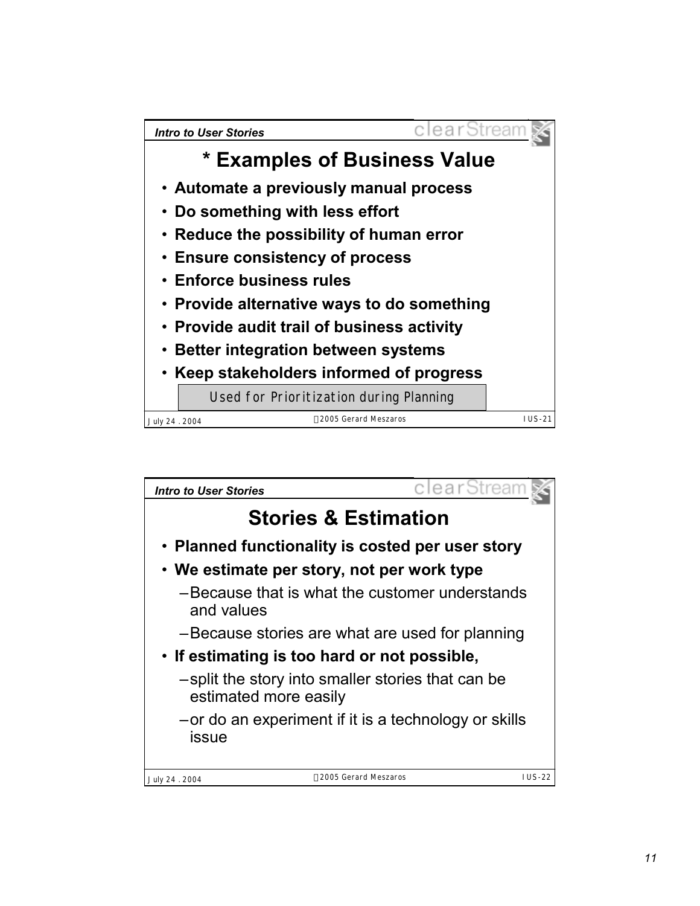## * Examples of Business Value

- **Automate a previously manual process**
- **Do something with less effort**
- **Reduce the possibility of human error**
- **Ensure consistency of process**
- **Enforce business rules**
- **Provide alternative ways to do something**
- **Provide audit trail of business activity**
- **Better integration between systems**
- **Keep stakeholders informed of progress**

Used for Prioritization during Planning

## Stories & Estimation

- **Planned functionality is costed per user story**
- **We estimate per story, not per work type**
  - Because that is what the customer understands and values
  - Because stories are what are used for planning
- **If estimating is too hard or not possible,**
  - split the story into smaller stories that can be estimated more easily
  - or do an experiment if it is a technology or skills issue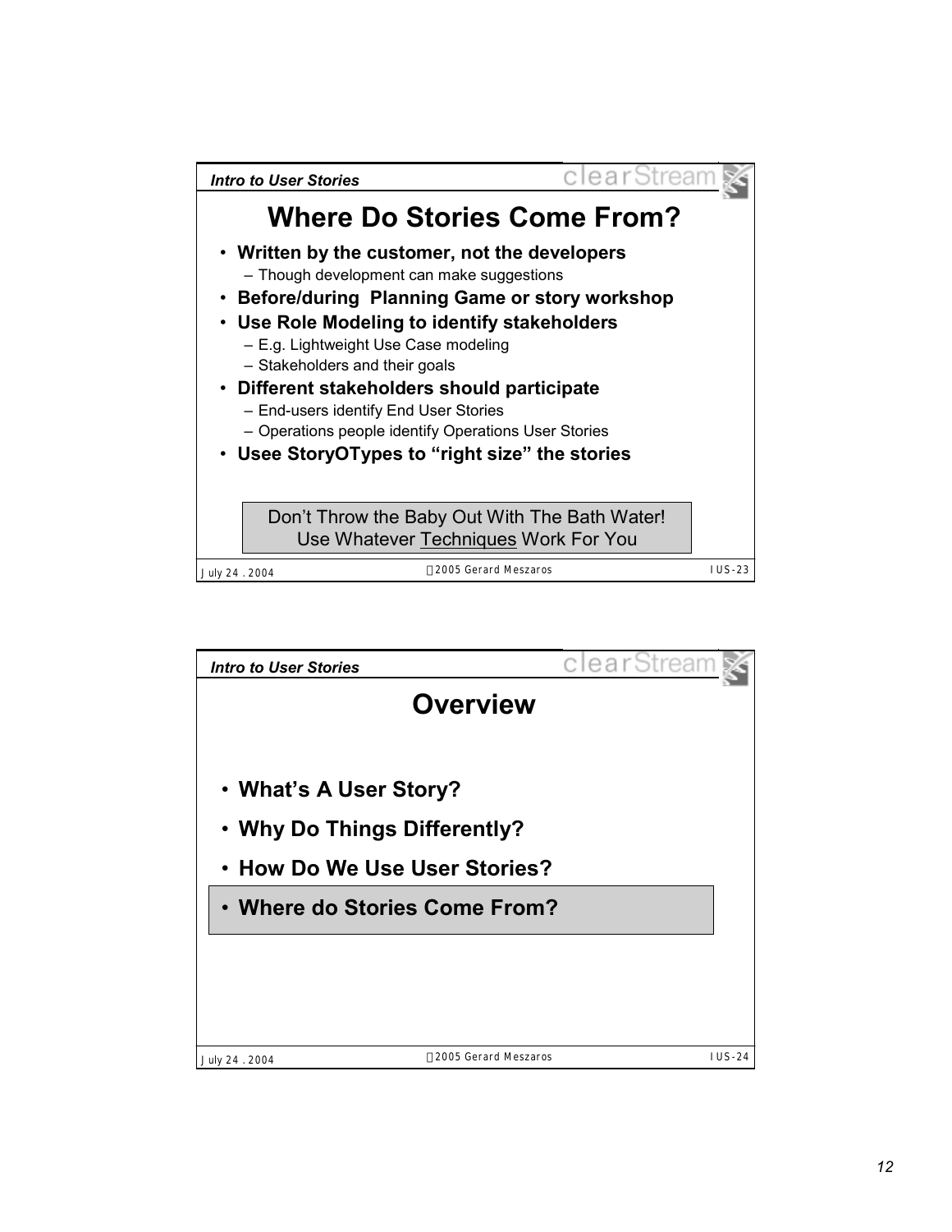## Where Do Stories Come From?

- **Written by the customer, not the developers**
  - Though development can make suggestions
- **Before/during  Planning Game or story workshop**
- **Use Role Modeling to identify stakeholders**
  - E.g. Lightweight Use Case modeling
  - Stakeholders and their goals
- **Different stakeholders should participate**
  - End-users identify End User Stories
  - Operations people identify Operations User Stories
- **Usee StoryOTypes to "right size" the stories**

Don't Throw the Baby Out With The Bath Water!
Use Whatever Techniques Work For You

## Overview

- **What's A User Story?**
- **Why Do Things Differently?**
- **How Do We Use User Stories?**
- **Where do Stories Come From?**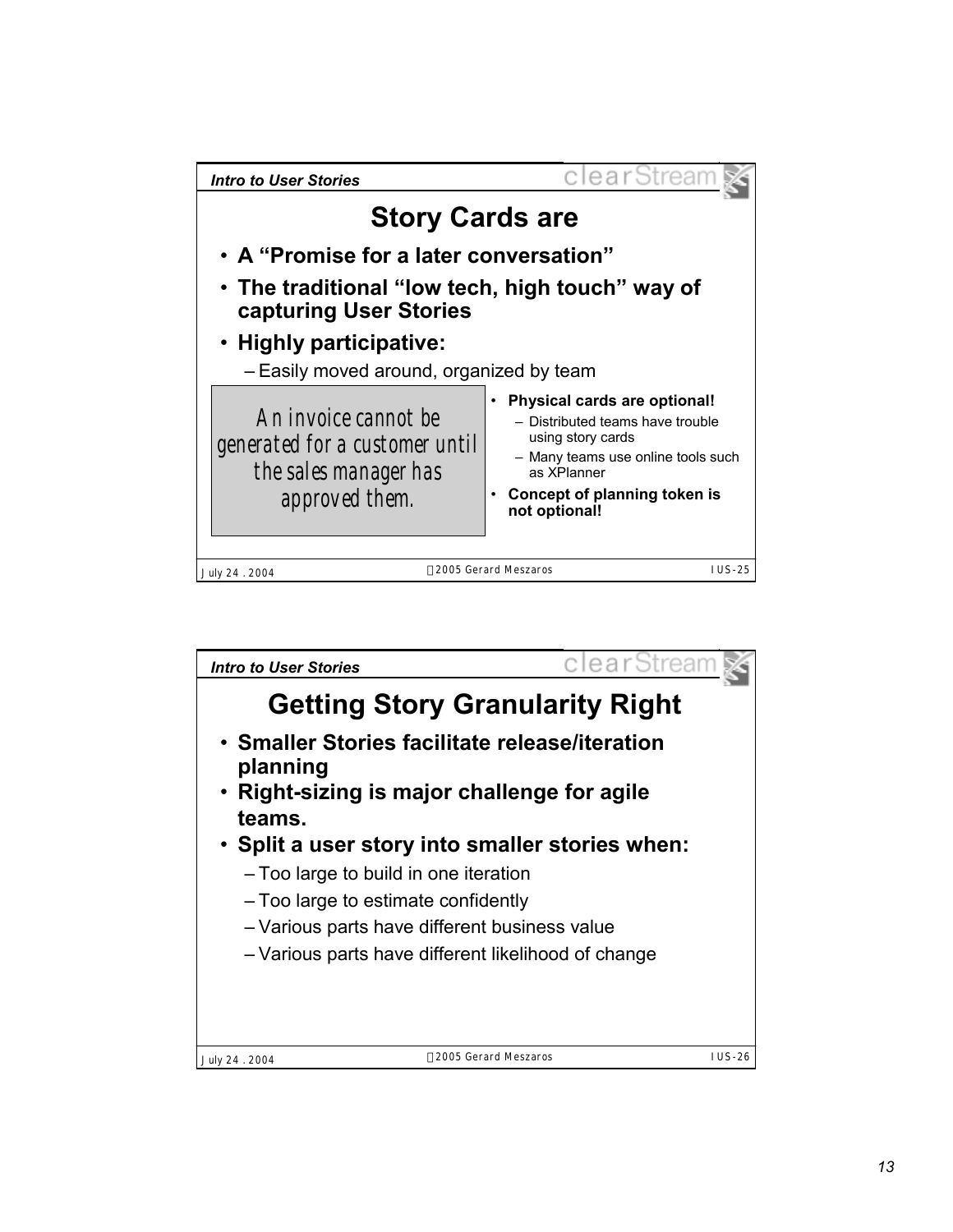## Story Cards are

- **A "Promise for a later conversation"**
- **The traditional "low tech, high touch" way of capturing User Stories**
- **Highly participative:**
  - Easily moved around, organized by team

> An invoice cannot be generated for a customer until the sales manager has approved them.

- **Physical cards are optional!**
  - Distributed teams have trouble using story cards
  - Many teams use online tools such as XPlanner
- **Concept of planning token is not optional!**

## Getting Story Granularity Right

- **Smaller Stories facilitate release/iteration planning**
- **Right-sizing is major challenge for agile teams.**
- **Split a user story into smaller stories when:**
  - Too large to build in one iteration
  - Too large to estimate confidently
  - Various parts have different business value
  - Various parts have different likelihood of change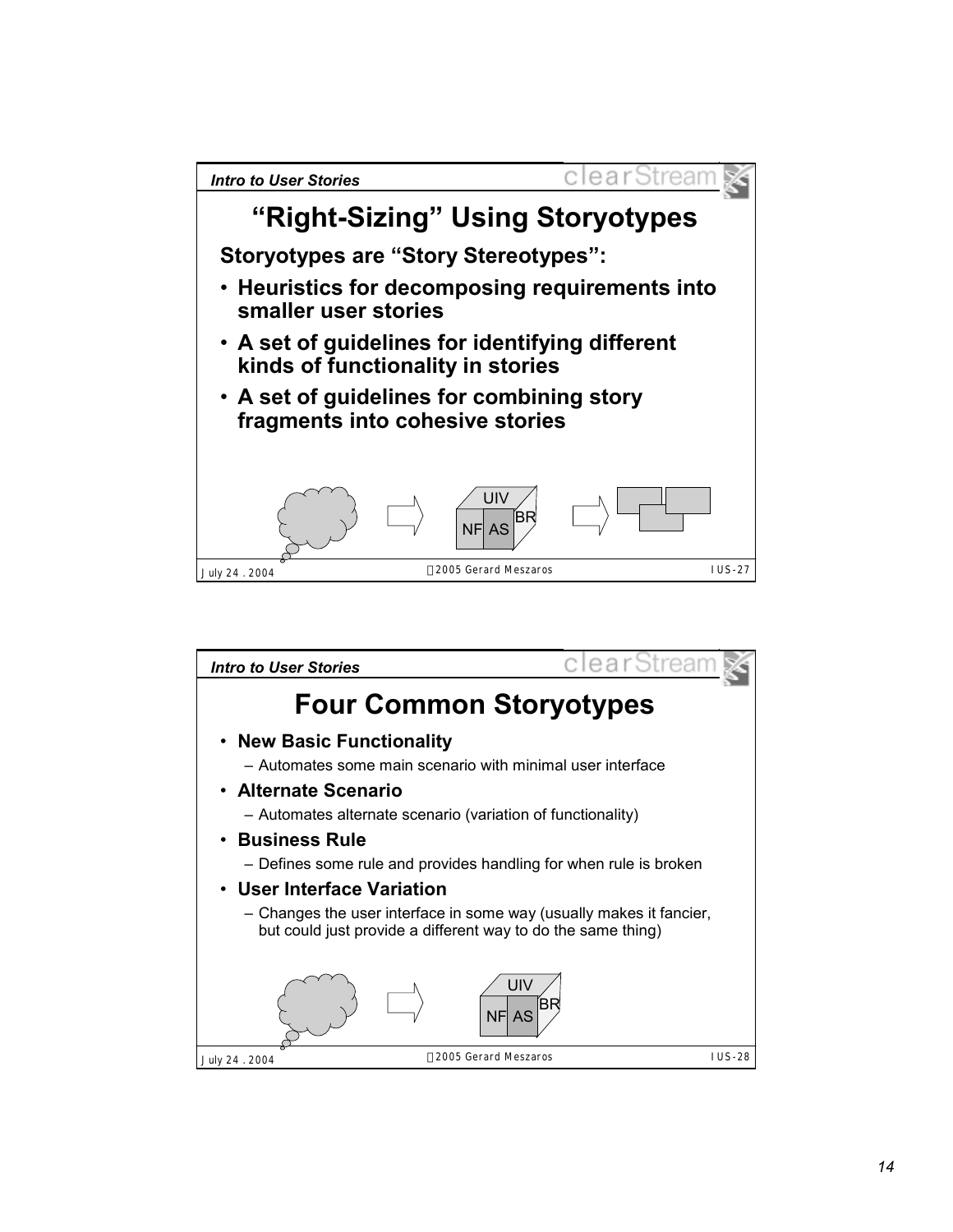## "Right-Sizing" Using Storyotypes

**Storyotypes are "Story Stereotypes":**

- **Heuristics for decomposing requirements into smaller user stories**
- **A set of guidelines for identifying different kinds of functionality in stories**
- **A set of guidelines for combining story fragments into cohesive stories**

UIV
NF AS BR

## Four Common Storyotypes

- **New Basic Functionality**
  - Automates some main scenario with minimal user interface
- **Alternate Scenario**
  - Automates alternate scenario (variation of functionality)
- **Business Rule**
  - Defines some rule and provides handling for when rule is broken
- **User Interface Variation**
  - Changes the user interface in some way (usually makes it fancier, but could just provide a different way to do the same thing)

UIV
NF AS BR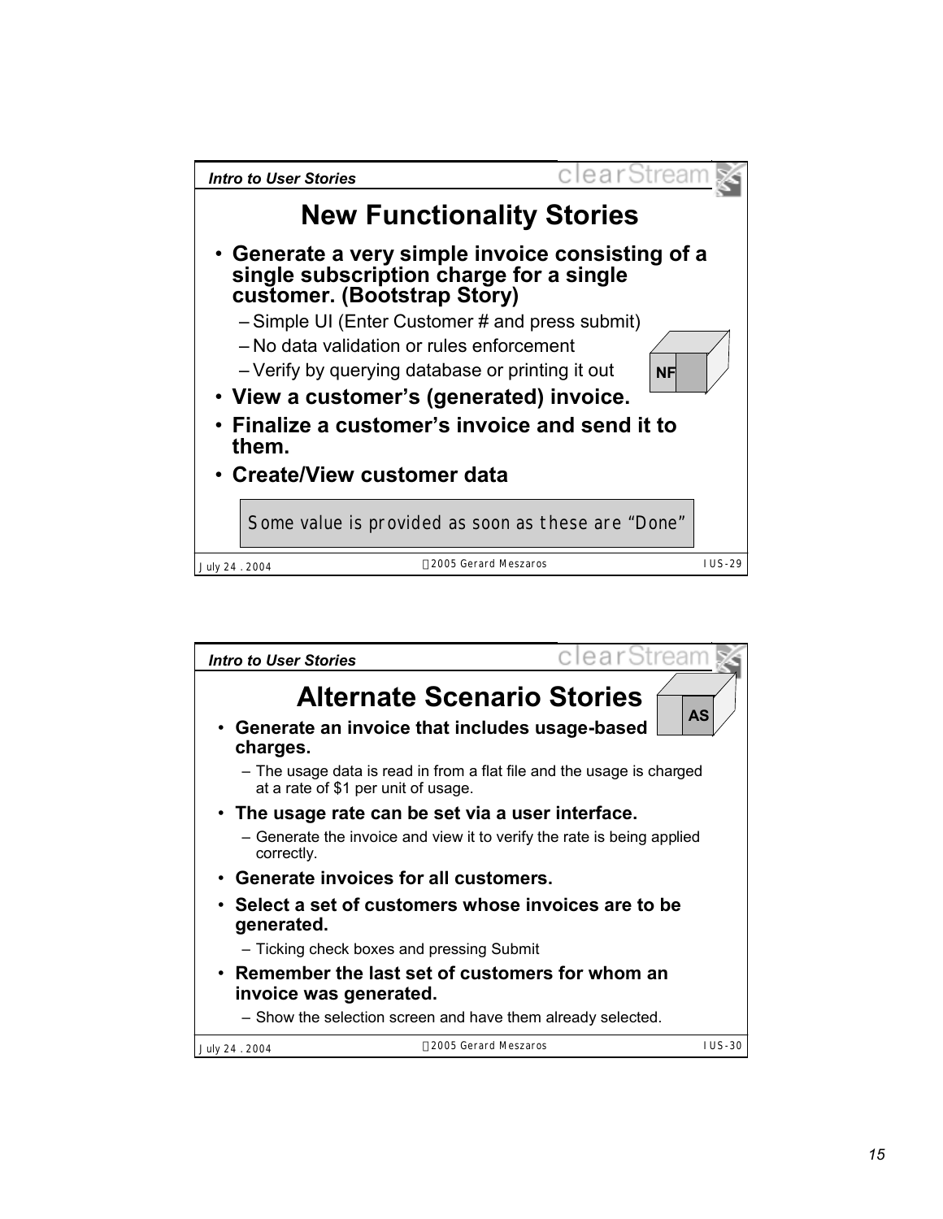## New Functionality Stories

- **Generate a very simple invoice consisting of a single subscription charge for a single customer. (Bootstrap Story)**
  - Simple UI (Enter Customer # and press submit)
  - No data validation or rules enforcement
  - Verify by querying database or printing it out
- **View a customer's (generated) invoice.**
- **Finalize a customer's invoice and send it to them.**
- **Create/View customer data**

NF

Some value is provided as soon as these are "Done"

## Alternate Scenario Stories

AS

- **Generate an invoice that includes usage-based charges.**
  - The usage data is read in from a flat file and the usage is charged at a rate of $1 per unit of usage.
- **The usage rate can be set via a user interface.**
  - Generate the invoice and view it to verify the rate is being applied correctly.
- **Generate invoices for all customers.**
- **Select a set of customers whose invoices are to be generated.**
  - Ticking check boxes and pressing Submit
- **Remember the last set of customers for whom an invoice was generated.**
  - Show the selection screen and have them already selected.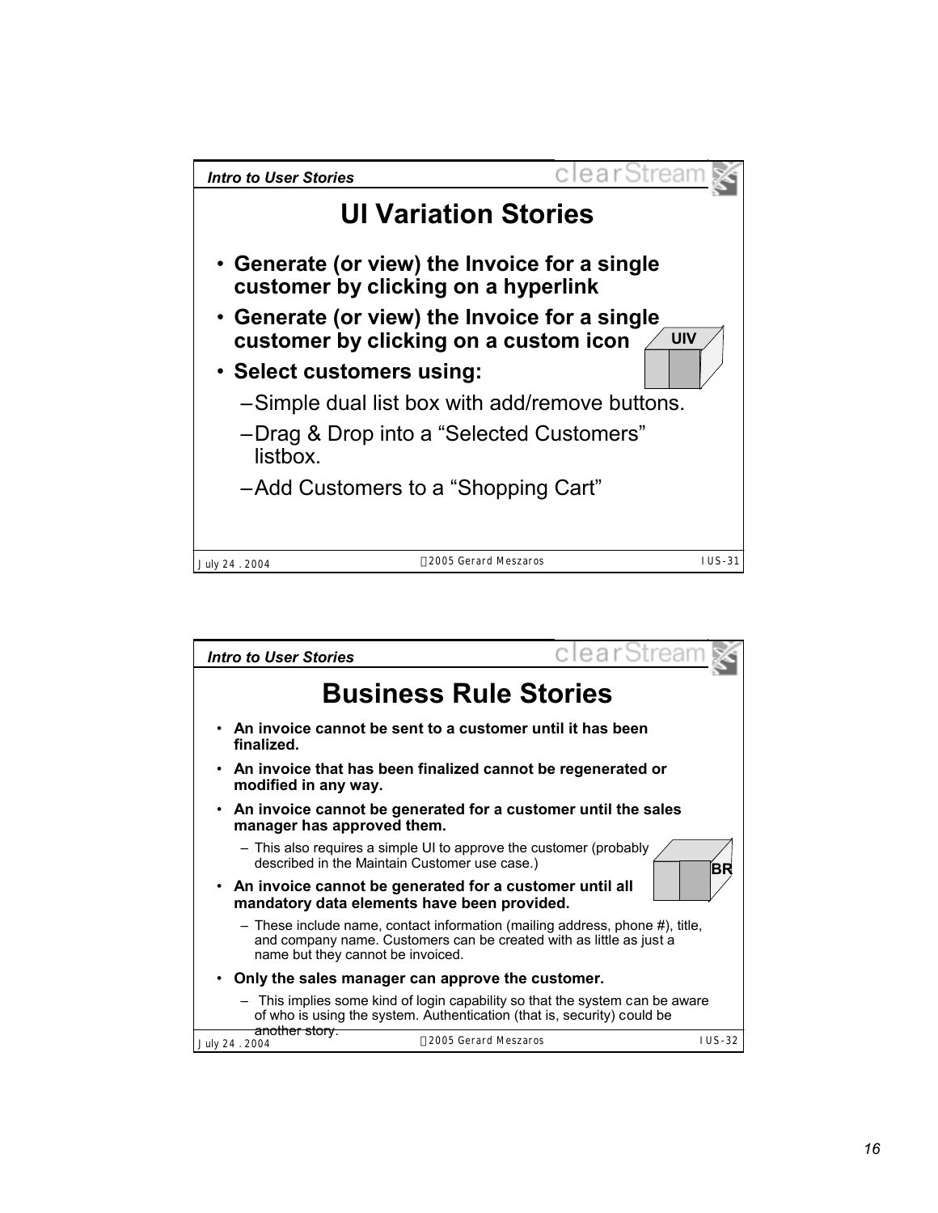## UI Variation Stories

- **Generate (or view) the Invoice for a single customer by clicking on a hyperlink**
- **Generate (or view) the Invoice for a single customer by clicking on a custom icon**
- **Select customers using:**
  - Simple dual list box with add/remove buttons.
  - Drag & Drop into a "Selected Customers" listbox.
  - Add Customers to a "Shopping Cart"

UIV

## Business Rule Stories

- **An invoice cannot be sent to a customer until it has been finalized.**
- **An invoice that has been finalized cannot be regenerated or modified in any way.**
- **An invoice cannot be generated for a customer until the sales manager has approved them.**
  - This also requires a simple UI to approve the customer (probably described in the Maintain Customer use case.)
- **An invoice cannot be generated for a customer until all mandatory data elements have been provided.**
  - These include name, contact information (mailing address, phone #), title, and company name. Customers can be created with as little as just a name but they cannot be invoiced.
- **Only the sales manager can approve the customer.**
  - This implies some kind of login capability so that the system can be aware of who is using the system. Authentication (that is, security) could be another story.

BR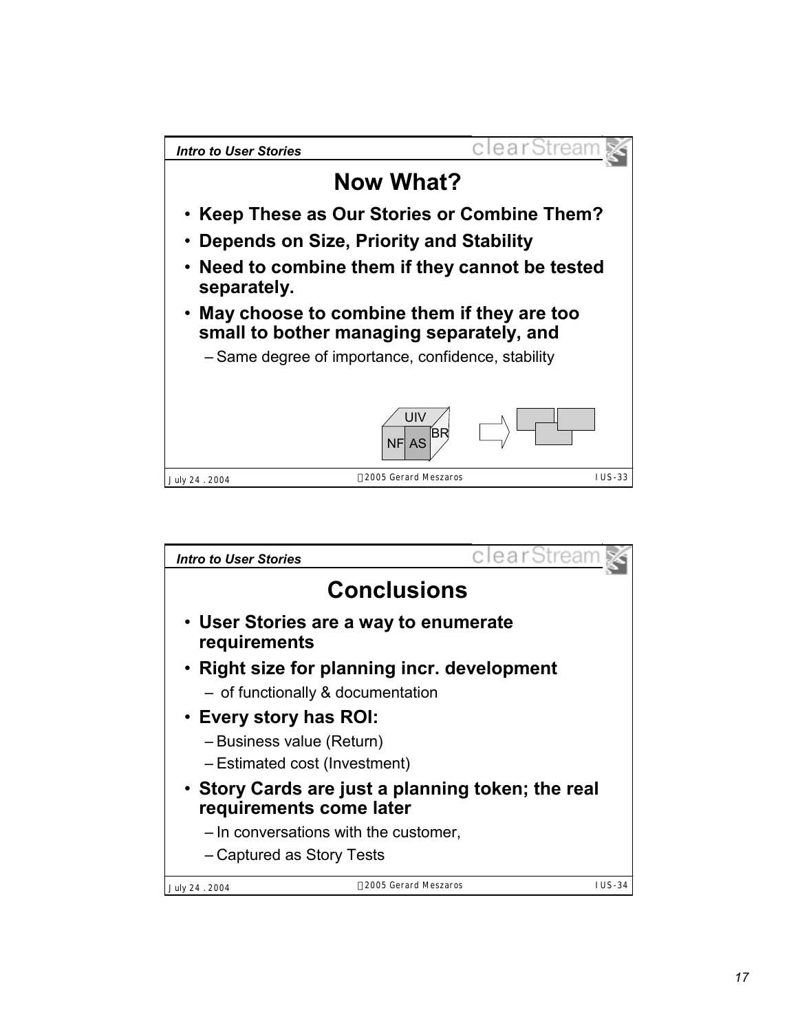## Now What?

- **Keep These as Our Stories or Combine Them?**
- **Depends on Size, Priority and Stability**
- **Need to combine them if they cannot be tested separately.**
- **May choose to combine them if they are too small to bother managing separately, and**
  - Same degree of importance, confidence, stability

UIV
NF AS BR

## Conclusions

- **User Stories are a way to enumerate requirements**
- **Right size for planning incr. development**
  - of functionally & documentation
- **Every story has ROI:**
  - Business value (Return)
  - Estimated cost (Investment)
- **Story Cards are just a planning token; the real requirements come later**
  - In conversations with the customer,
  - Captured as Story Tests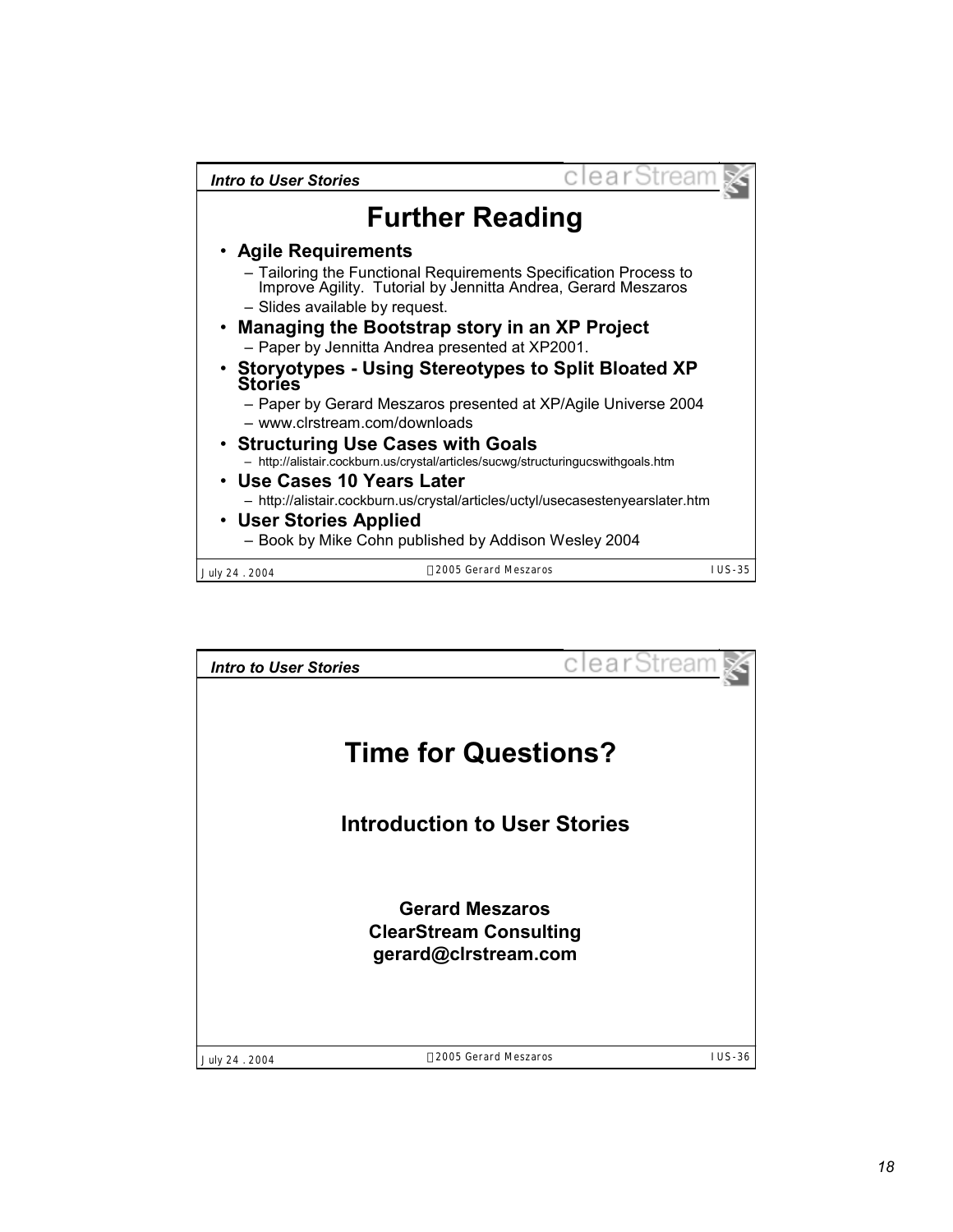## Further Reading

- **Agile Requirements**
  - Tailoring the Functional Requirements Specification Process to Improve Agility. Tutorial by Jennitta Andrea, Gerard Meszaros
  - Slides available by request.
- **Managing the Bootstrap story in an XP Project**
  - Paper by Jennitta Andrea presented at XP2001.
- **Storyotypes - Using Stereotypes to Split Bloated XP Stories**
  - Paper by Gerard Meszaros presented at XP/Agile Universe 2004
  - www.clrstream.com/downloads
- **Structuring Use Cases with Goals**
  - http://alistair.cockburn.us/crystal/articles/sucwg/structuringucswithgoals.htm
- **Use Cases 10 Years Later**
  - http://alistair.cockburn.us/crystal/articles/uctyl/usecasestenyearslater.htm
- **User Stories Applied**
  - Book by Mike Cohn published by Addison Wesley 2004

## Time for Questions?

**Introduction to User Stories**

**Gerard Meszaros**
**ClearStream Consulting**
**gerard@clrstream.com**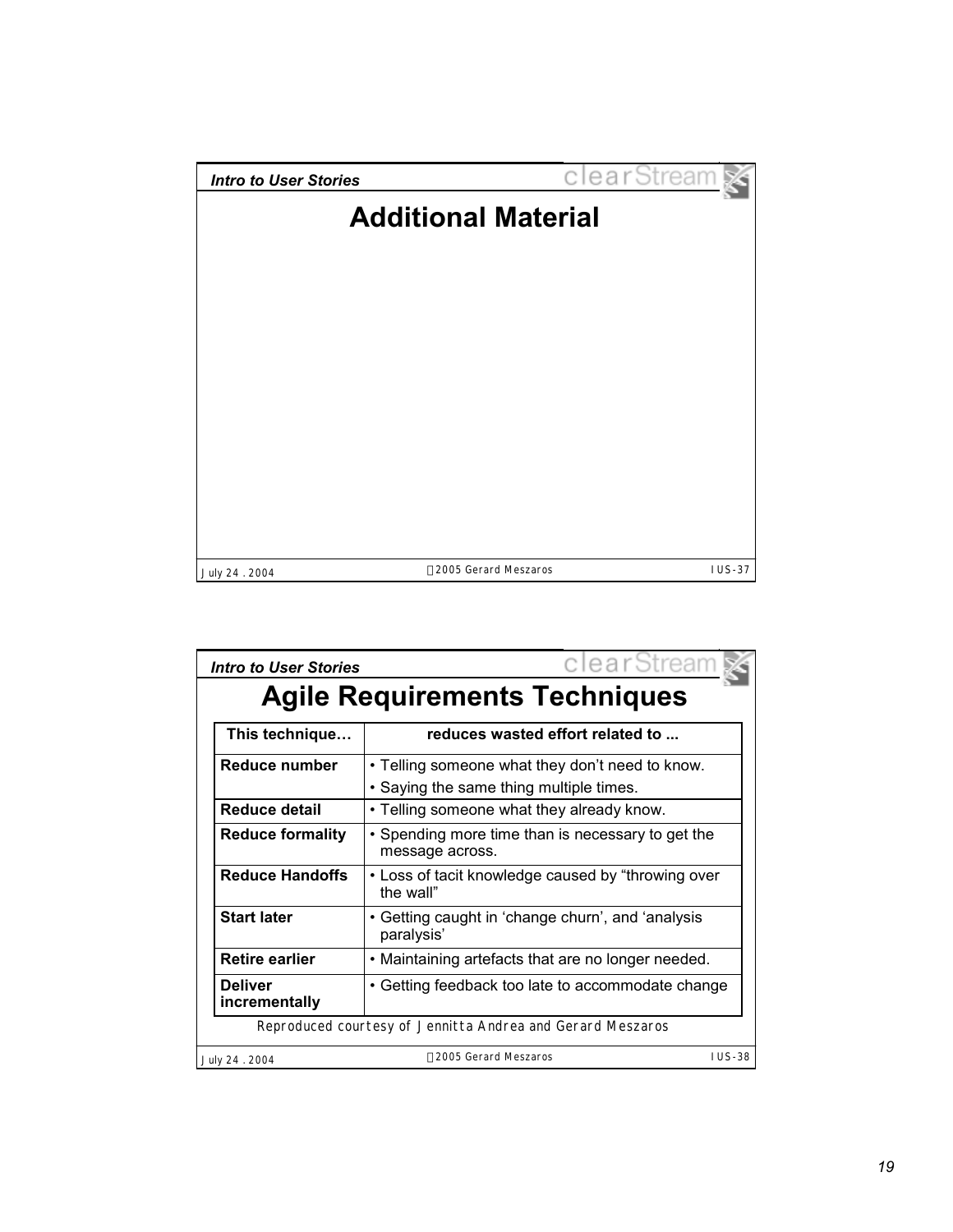## Additional Material

## Agile Requirements Techniques

| This technique… | reduces wasted effort related to ... |
|---|---|
| **Reduce number** | • Telling someone what they don't need to know.<br>• Saying the same thing multiple times. |
| **Reduce detail** | • Telling someone what they already know. |
| **Reduce formality** | • Spending more time than is necessary to get the message across. |
| **Reduce Handoffs** | • Loss of tacit knowledge caused by "throwing over the wall" |
| **Start later** | • Getting caught in 'change churn', and 'analysis paralysis' |
| **Retire earlier** | • Maintaining artefacts that are no longer needed. |
| **Deliver incrementally** | • Getting feedback too late to accommodate change |

Reproduced courtesy of Jennitta Andrea and Gerard Meszaros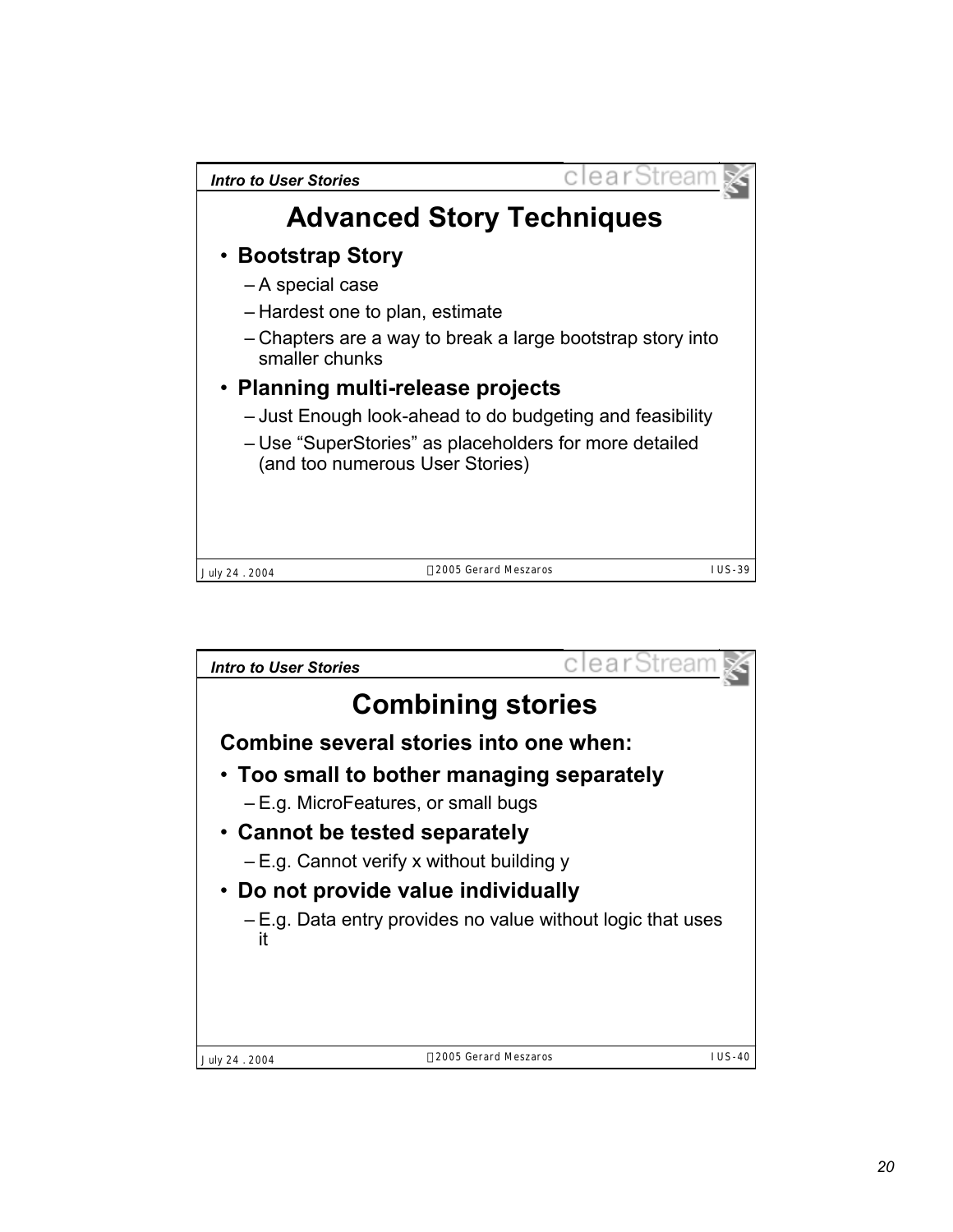## Advanced Story Techniques

- **Bootstrap Story**
  - A special case
  - Hardest one to plan, estimate
  - Chapters are a way to break a large bootstrap story into smaller chunks
- **Planning multi-release projects**
  - Just Enough look-ahead to do budgeting and feasibility
  - Use "SuperStories" as placeholders for more detailed (and too numerous User Stories)

## Combining stories

**Combine several stories into one when:**

- **Too small to bother managing separately**
  - E.g. MicroFeatures, or small bugs
- **Cannot be tested separately**
  - E.g. Cannot verify x without building y
- **Do not provide value individually**
  - E.g. Data entry provides no value without logic that uses it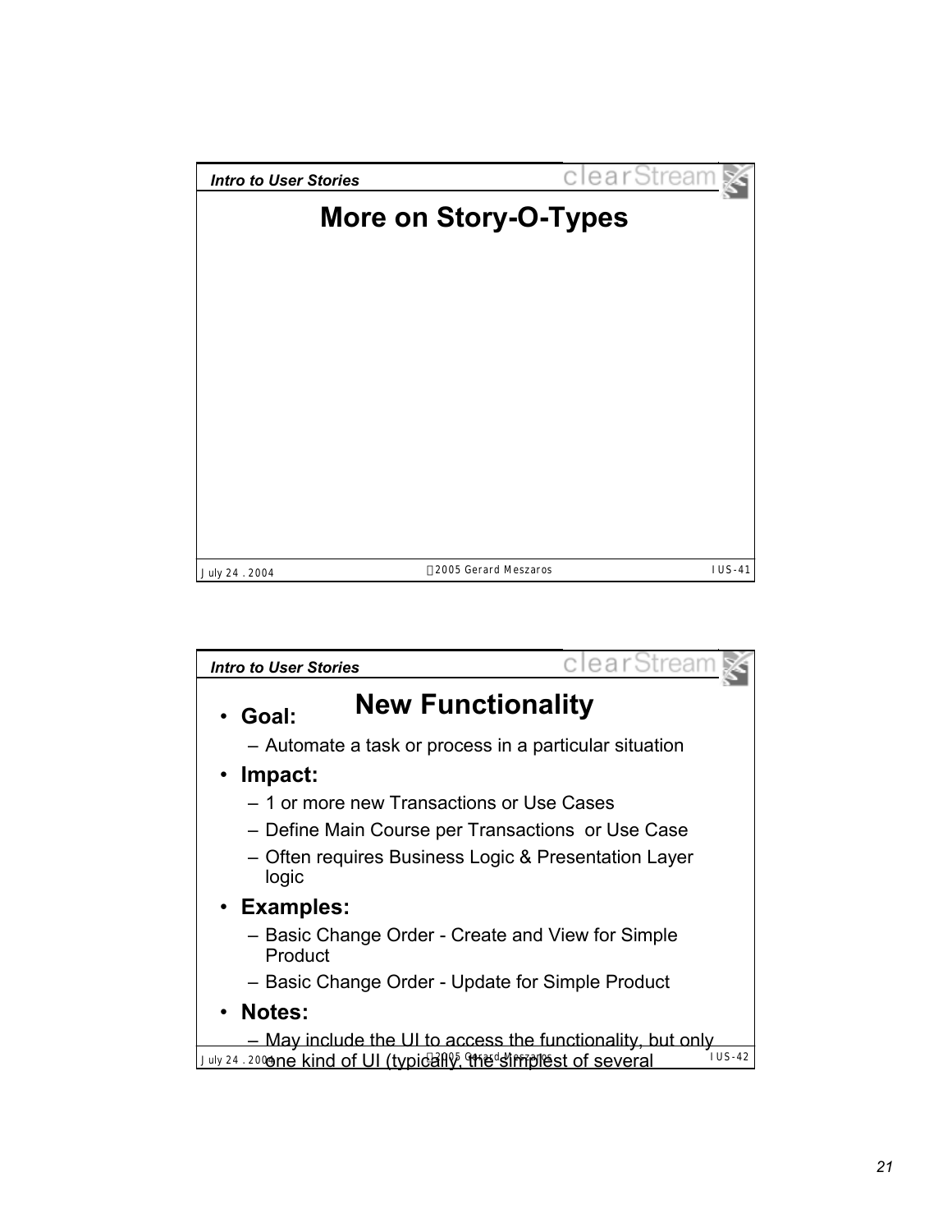## More on Story-O-Types

## New Functionality

- **Goal:**
  - Automate a task or process in a particular situation
- **Impact:**
  - 1 or more new Transactions or Use Cases
  - Define Main Course per Transactions or Use Case
  - Often requires Business Logic & Presentation Layer logic
- **Examples:**
  - Basic Change Order - Create and View for Simple Product
  - Basic Change Order - Update for Simple Product
- **Notes:**
  - May include the UI to access the functionality, but only one kind of UI (typically, the simplest of several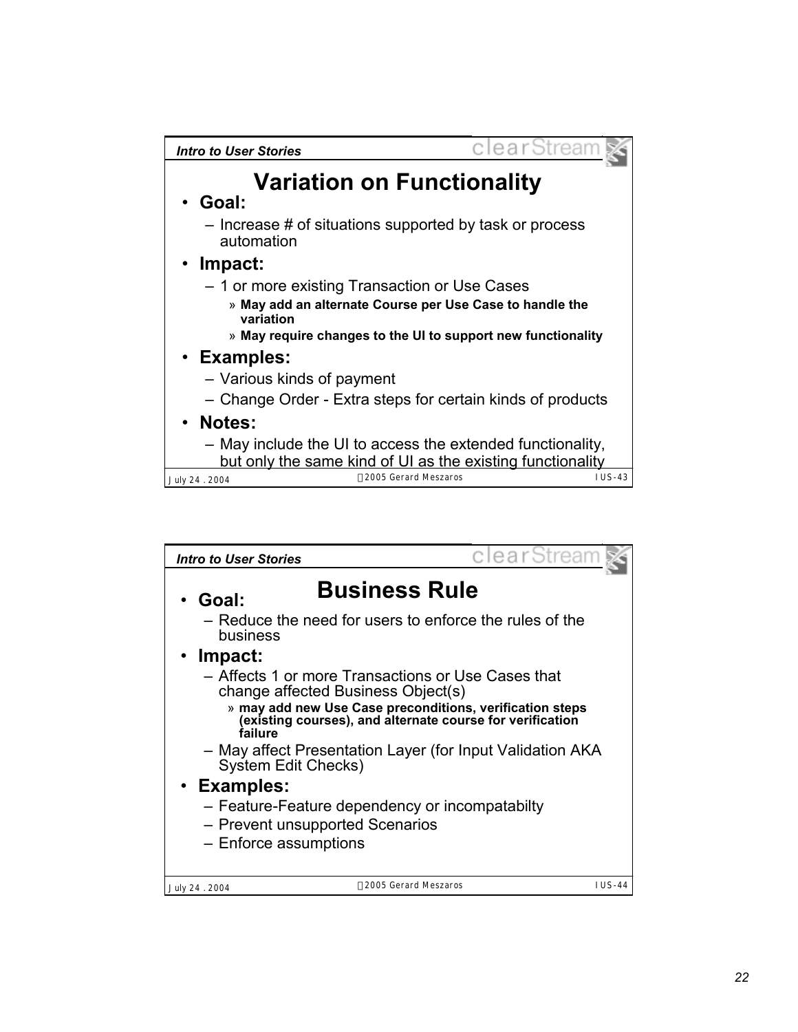## Variation on Functionality

- **Goal:**
  - Increase # of situations supported by task or process automation
- **Impact:**
  - 1 or more existing Transaction or Use Cases
    - » **May add an alternate Course per Use Case to handle the variation**
    - » **May require changes to the UI to support new functionality**
- **Examples:**
  - Various kinds of payment
  - Change Order - Extra steps for certain kinds of products
- **Notes:**
  - May include the UI to access the extended functionality, but only the same kind of UI as the existing functionality

## Business Rule

- **Goal:**
  - Reduce the need for users to enforce the rules of the business
- **Impact:**
  - Affects 1 or more Transactions or Use Cases that change affected Business Object(s)
    - » **may add new Use Case preconditions, verification steps (existing courses), and alternate course for verification failure**
  - May affect Presentation Layer (for Input Validation AKA System Edit Checks)
- **Examples:**
  - Feature-Feature dependency or incompatabilty
  - Prevent unsupported Scenarios
  - Enforce assumptions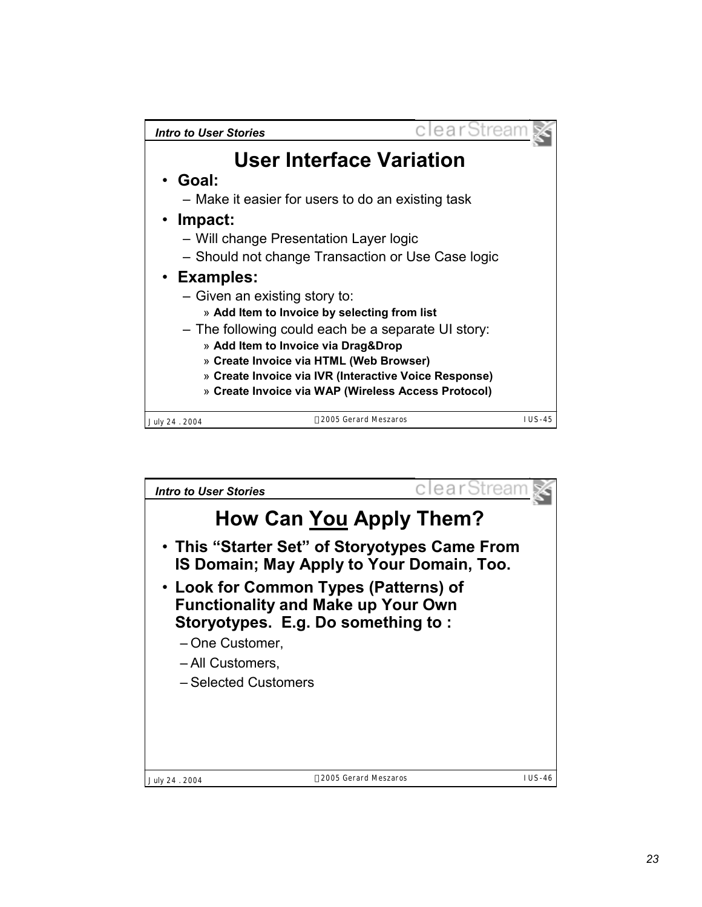## User Interface Variation

- **Goal:**
  - Make it easier for users to do an existing task
- **Impact:**
  - Will change Presentation Layer logic
  - Should not change Transaction or Use Case logic
- **Examples:**
  - Given an existing story to:
    - » **Add Item to Invoice by selecting from list**
  - The following could each be a separate UI story:
    - » **Add Item to Invoice via Drag&Drop**
    - » **Create Invoice via HTML (Web Browser)**
    - » **Create Invoice via IVR (Interactive Voice Response)**
    - » **Create Invoice via WAP (Wireless Access Protocol)**

## How Can <u>You</u> Apply Them?

- **This "Starter Set" of Storyotypes Came From IS Domain; May Apply to Your Domain, Too.**
- **Look for Common Types (Patterns) of Functionality and Make up Your Own Storyotypes. E.g. Do something to :**
  - One Customer,
  - All Customers,
  - Selected Customers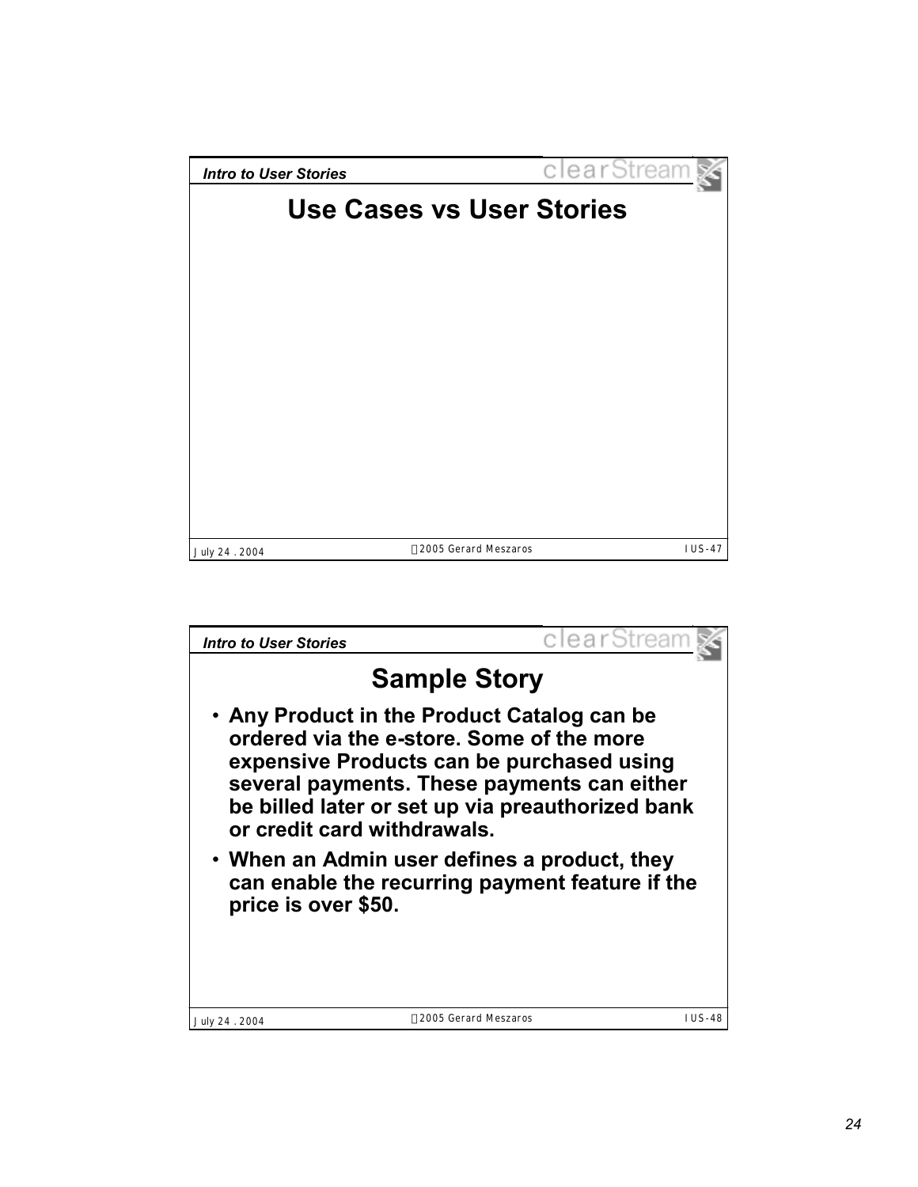## Use Cases vs User Stories

## Sample Story

- Any Product in the Product Catalog can be ordered via the e-store. Some of the more expensive Products can be purchased using several payments. These payments can either be billed later or set up via preauthorized bank or credit card withdrawals.
- When an Admin user defines a product, they can enable the recurring payment feature if the price is over $50.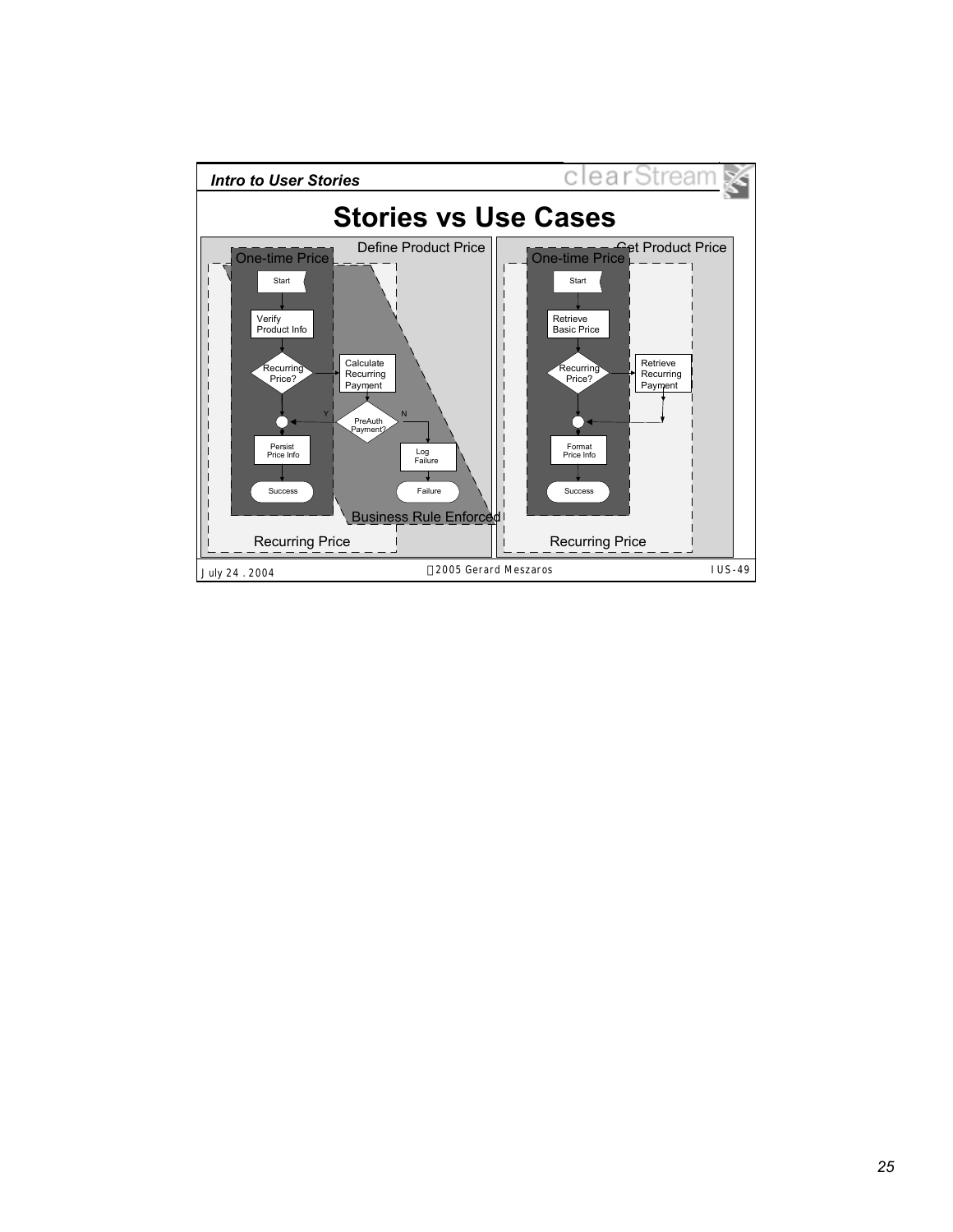*Intro to User Stories*

clearStream

# Stories vs Use Cases

Define Product Price

One-time Price

Start

Verify Product Info

Recurring Price?

Calculate Recurring Payment

PreAuth Payment?

Y

N

Persist Price Info

Log Failure

Success

Failure

Business Rule Enforced

Recurring Price

Get Product Price

One-time Price

Start

Retrieve Basic Price

Recurring Price?

Retrieve Recurring Payment

Format Price Info

Success

Recurring Price

July 24 . 2004

2005 Gerard Meszaros

IUS-49